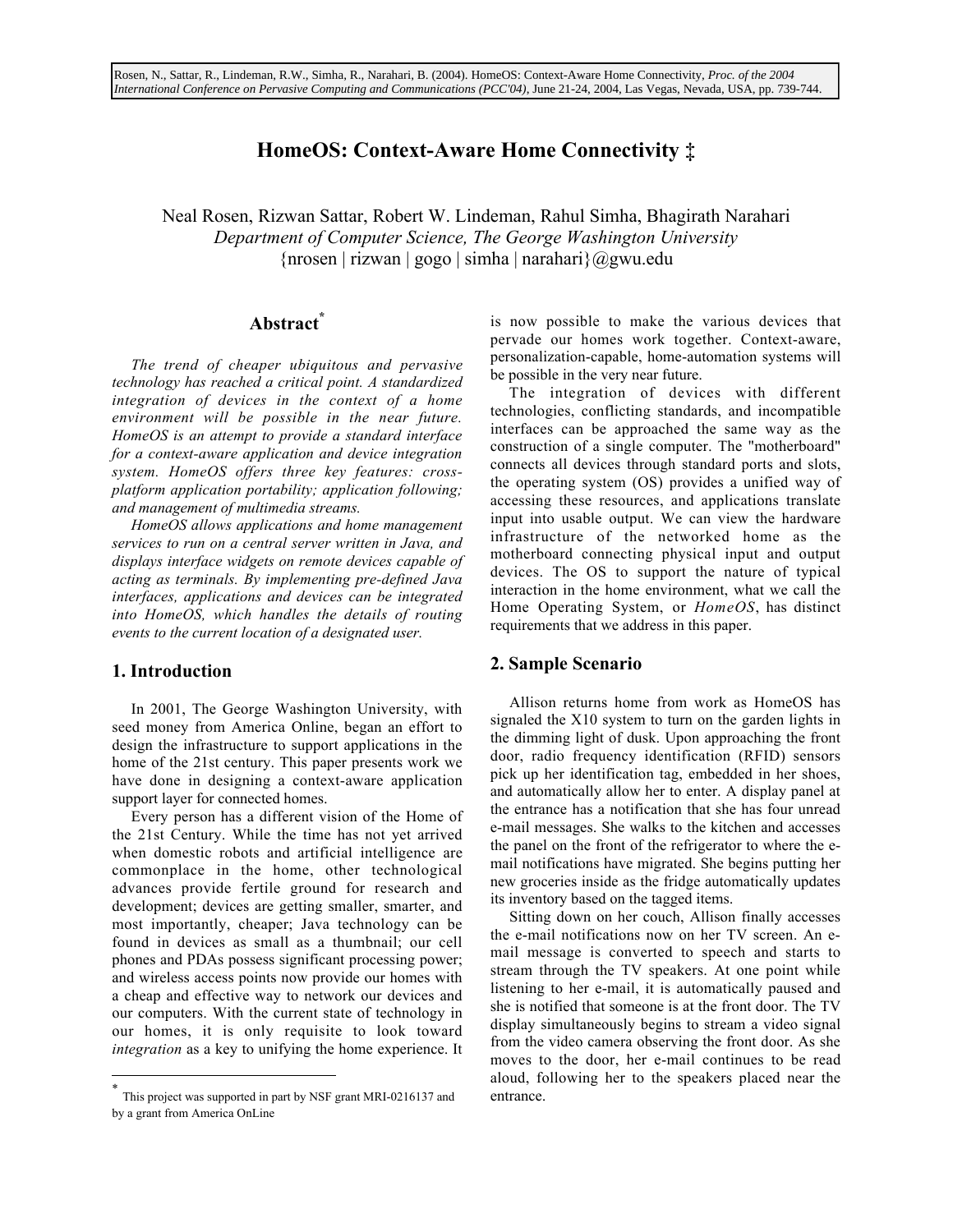Rosen, N., Sattar, R., Lindeman, R.W., Simha, R., Narahari, B. (2004). HomeOS: Context-Aware Home Connectivity, *Proc. of the 2004 International Conference on Pervasive Computing and Communications (PCC'04)*, June 21-24, 2004, Las Vegas, Nevada, USA, pp. 739-744.

# HomeOS: Context-Aware Home Connectivity ‡

Neal Rosen, Rizwan Sattar, Robert W. Lindeman, Rahul Simha, Bhagirath Narahari
*Department of Computer Science, The George Washington University*
{nrosen | rizwan | gogo | simha | narahari}@gwu.edu

## Abstract*

*The trend of cheaper ubiquitous and pervasive technology has reached a critical point. A standardized integration of devices in the context of a home environment will be possible in the near future. HomeOS is an attempt to provide a standard interface for a context-aware application and device integration system. HomeOS offers three key features: cross-platform application portability; application following; and management of multimedia streams.*

*HomeOS allows applications and home management services to run on a central server written in Java, and displays interface widgets on remote devices capable of acting as terminals. By implementing pre-defined Java interfaces, applications and devices can be integrated into HomeOS, which handles the details of routing events to the current location of a designated user.*

## 1. Introduction

In 2001, The George Washington University, with seed money from America Online, began an effort to design the infrastructure to support applications in the home of the 21st century. This paper presents work we have done in designing a context-aware application support layer for connected homes.

Every person has a different vision of the Home of the 21st Century. While the time has not yet arrived when domestic robots and artificial intelligence are commonplace in the home, other technological advances provide fertile ground for research and development; devices are getting smaller, smarter, and most importantly, cheaper; Java technology can be found in devices as small as a thumbnail; our cell phones and PDAs possess significant processing power; and wireless access points now provide our homes with a cheap and effective way to network our devices and our computers. With the current state of technology in our homes, it is only requisite to look toward *integration* as a key to unifying the home experience. It is now possible to make the various devices that pervade our homes work together. Context-aware, personalization-capable, home-automation systems will be possible in the very near future.

The integration of devices with different technologies, conflicting standards, and incompatible interfaces can be approached the same way as the construction of a single computer. The "motherboard" connects all devices through standard ports and slots, the operating system (OS) provides a unified way of accessing these resources, and applications translate input into usable output. We can view the hardware infrastructure of the networked home as the motherboard connecting physical input and output devices. The OS to support the nature of typical interaction in the home environment, what we call the Home Operating System, or *HomeOS*, has distinct requirements that we address in this paper.

## 2. Sample Scenario

Allison returns home from work as HomeOS has signaled the X10 system to turn on the garden lights in the dimming light of dusk. Upon approaching the front door, radio frequency identification (RFID) sensors pick up her identification tag, embedded in her shoes, and automatically allow her to enter. A display panel at the entrance has a notification that she has four unread e-mail messages. She walks to the kitchen and accesses the panel on the front of the refrigerator to where the e-mail notifications have migrated. She begins putting her new groceries inside as the fridge automatically updates its inventory based on the tagged items.

Sitting down on her couch, Allison finally accesses the e-mail notifications now on her TV screen. An e-mail message is converted to speech and starts to stream through the TV speakers. At one point while listening to her e-mail, it is automatically paused and she is notified that someone is at the front door. The TV display simultaneously begins to stream a video signal from the video camera observing the front door. As she moves to the door, her e-mail continues to be read aloud, following her to the speakers placed near the entrance.

---

* This project was supported in part by NSF grant MRI-0216137 and by a grant from America OnLine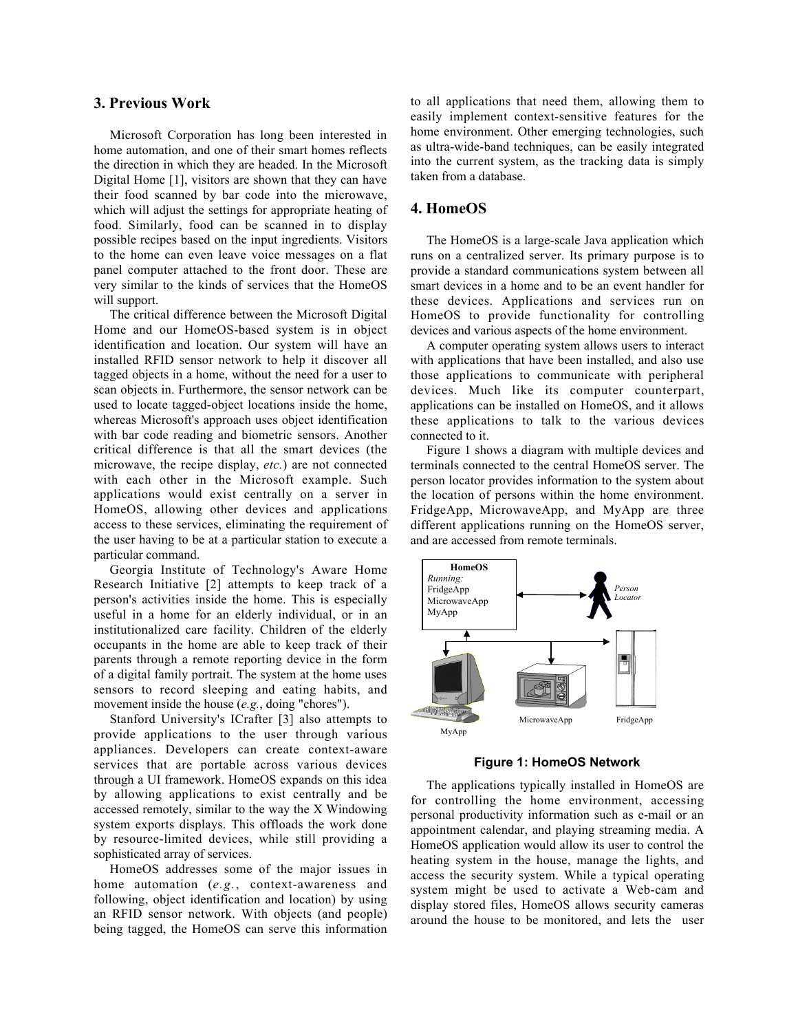## 3. Previous Work

Microsoft Corporation has long been interested in home automation, and one of their smart homes reflects the direction in which they are headed. In the Microsoft Digital Home [1], visitors are shown that they can have their food scanned by bar code into the microwave, which will adjust the settings for appropriate heating of food. Similarly, food can be scanned in to display possible recipes based on the input ingredients. Visitors to the home can even leave voice messages on a flat panel computer attached to the front door. These are very similar to the kinds of services that the HomeOS will support.

The critical difference between the Microsoft Digital Home and our HomeOS-based system is in object identification and location. Our system will have an installed RFID sensor network to help it discover all tagged objects in a home, without the need for a user to scan objects in. Furthermore, the sensor network can be used to locate tagged-object locations inside the home, whereas Microsoft's approach uses object identification with bar code reading and biometric sensors. Another critical difference is that all the smart devices (the microwave, the recipe display, *etc.*) are not connected with each other in the Microsoft example. Such applications would exist centrally on a server in HomeOS, allowing other devices and applications access to these services, eliminating the requirement of the user having to be at a particular station to execute a particular command.

Georgia Institute of Technology's Aware Home Research Initiative [2] attempts to keep track of a person's activities inside the home. This is especially useful in a home for an elderly individual, or in an institutionalized care facility. Children of the elderly occupants in the home are able to keep track of their parents through a remote reporting device in the form of a digital family portrait. The system at the home uses sensors to record sleeping and eating habits, and movement inside the house (*e.g.*, doing "chores").

Stanford University's ICrafter [3] also attempts to provide applications to the user through various appliances. Developers can create context-aware services that are portable across various devices through a UI framework. HomeOS expands on this idea by allowing applications to exist centrally and be accessed remotely, similar to the way the X Windowing system exports displays. This offloads the work done by resource-limited devices, while still providing a sophisticated array of services.

HomeOS addresses some of the major issues in home automation (*e.g.*, context-awareness and following, object identification and location) by using an RFID sensor network. With objects (and people) being tagged, the HomeOS can serve this information to all applications that need them, allowing them to easily implement context-sensitive features for the home environment. Other emerging technologies, such as ultra-wide-band techniques, can be easily integrated into the current system, as the tracking data is simply taken from a database.

## 4. HomeOS

The HomeOS is a large-scale Java application which runs on a centralized server. Its primary purpose is to provide a standard communications system between all smart devices in a home and to be an event handler for these devices. Applications and services run on HomeOS to provide functionality for controlling devices and various aspects of the home environment.

A computer operating system allows users to interact with applications that have been installed, and also use those applications to communicate with peripheral devices. Much like its computer counterpart, applications can be installed on HomeOS, and it allows these applications to talk to the various devices connected to it.

Figure 1 shows a diagram with multiple devices and terminals connected to the central HomeOS server. The person locator provides information to the system about the location of persons within the home environment. FridgeApp, MicrowaveApp, and MyApp are three different applications running on the HomeOS server, and are accessed from remote terminals.

**Figure 1: HomeOS Network**

The applications typically installed in HomeOS are for controlling the home environment, accessing personal productivity information such as e-mail or an appointment calendar, and playing streaming media. A HomeOS application would allow its user to control the heating system in the house, manage the lights, and access the security system. While a typical operating system might be used to activate a Web-cam and display stored files, HomeOS allows security cameras around the house to be monitored, and lets the user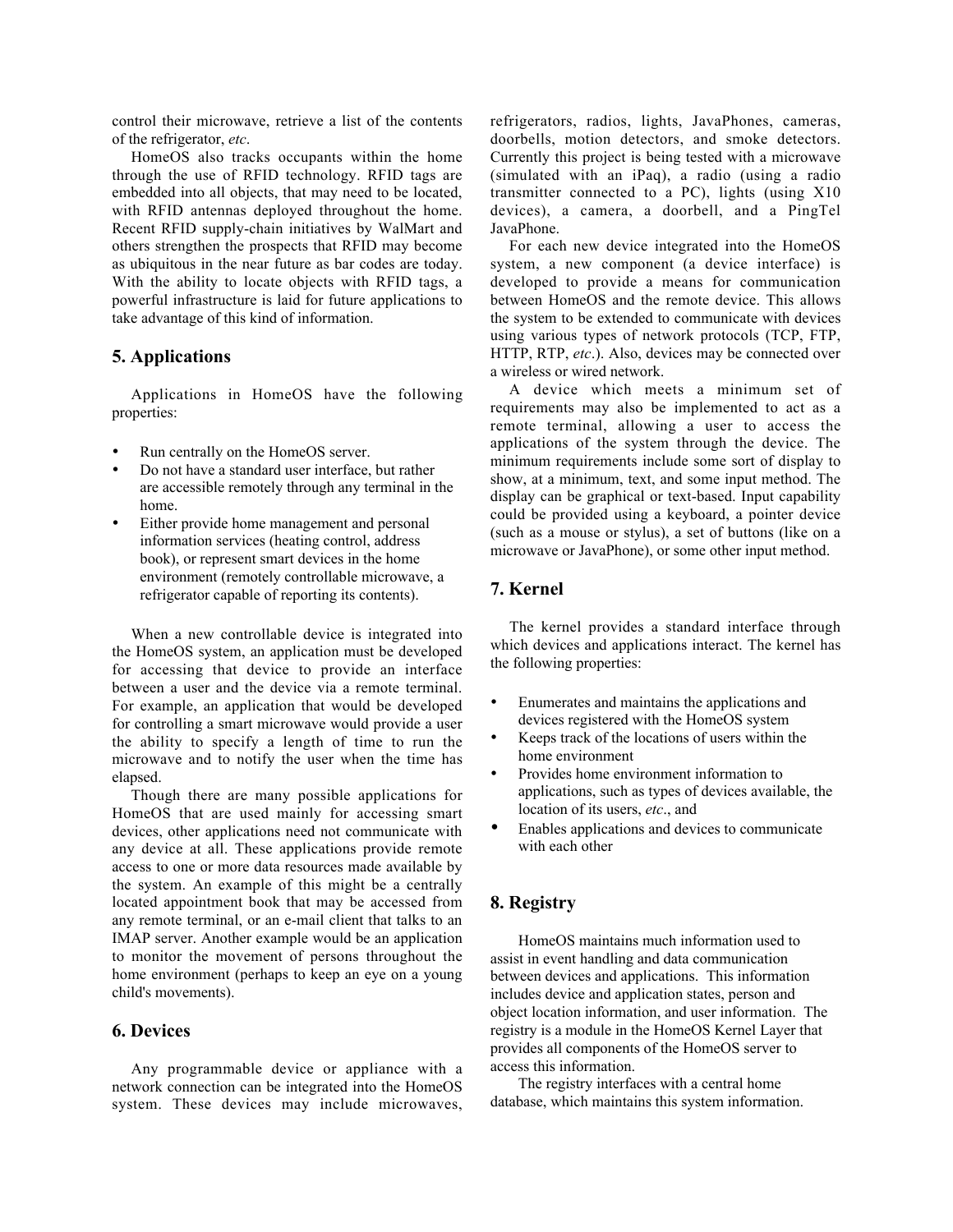control their microwave, retrieve a list of the contents of the refrigerator, *etc*.

HomeOS also tracks occupants within the home through the use of RFID technology. RFID tags are embedded into all objects, that may need to be located, with RFID antennas deployed throughout the home. Recent RFID supply-chain initiatives by WalMart and others strengthen the prospects that RFID may become as ubiquitous in the near future as bar codes are today. With the ability to locate objects with RFID tags, a powerful infrastructure is laid for future applications to take advantage of this kind of information.

## 5. Applications

Applications in HomeOS have the following properties:

- Run centrally on the HomeOS server.
- Do not have a standard user interface, but rather are accessible remotely through any terminal in the home.
- Either provide home management and personal information services (heating control, address book), or represent smart devices in the home environment (remotely controllable microwave, a refrigerator capable of reporting its contents).

When a new controllable device is integrated into the HomeOS system, an application must be developed for accessing that device to provide an interface between a user and the device via a remote terminal. For example, an application that would be developed for controlling a smart microwave would provide a user the ability to specify a length of time to run the microwave and to notify the user when the time has elapsed.

Though there are many possible applications for HomeOS that are used mainly for accessing smart devices, other applications need not communicate with any device at all. These applications provide remote access to one or more data resources made available by the system. An example of this might be a centrally located appointment book that may be accessed from any remote terminal, or an e-mail client that talks to an IMAP server. Another example would be an application to monitor the movement of persons throughout the home environment (perhaps to keep an eye on a young child's movements).

## 6. Devices

Any programmable device or appliance with a network connection can be integrated into the HomeOS system. These devices may include microwaves, refrigerators, radios, lights, JavaPhones, cameras, doorbells, motion detectors, and smoke detectors. Currently this project is being tested with a microwave (simulated with an iPaq), a radio (using a radio transmitter connected to a PC), lights (using X10 devices), a camera, a doorbell, and a PingTel JavaPhone.

For each new device integrated into the HomeOS system, a new component (a device interface) is developed to provide a means for communication between HomeOS and the remote device. This allows the system to be extended to communicate with devices using various types of network protocols (TCP, FTP, HTTP, RTP, *etc*.). Also, devices may be connected over a wireless or wired network.

A device which meets a minimum set of requirements may also be implemented to act as a remote terminal, allowing a user to access the applications of the system through the device. The minimum requirements include some sort of display to show, at a minimum, text, and some input method. The display can be graphical or text-based. Input capability could be provided using a keyboard, a pointer device (such as a mouse or stylus), a set of buttons (like on a microwave or JavaPhone), or some other input method.

## 7. Kernel

The kernel provides a standard interface through which devices and applications interact. The kernel has the following properties:

- Enumerates and maintains the applications and devices registered with the HomeOS system
- Keeps track of the locations of users within the home environment
- Provides home environment information to applications, such as types of devices available, the location of its users, *etc*., and
- Enables applications and devices to communicate with each other

## 8. Registry

HomeOS maintains much information used to assist in event handling and data communication between devices and applications. This information includes device and application states, person and object location information, and user information. The registry is a module in the HomeOS Kernel Layer that provides all components of the HomeOS server to access this information.

The registry interfaces with a central home database, which maintains this system information.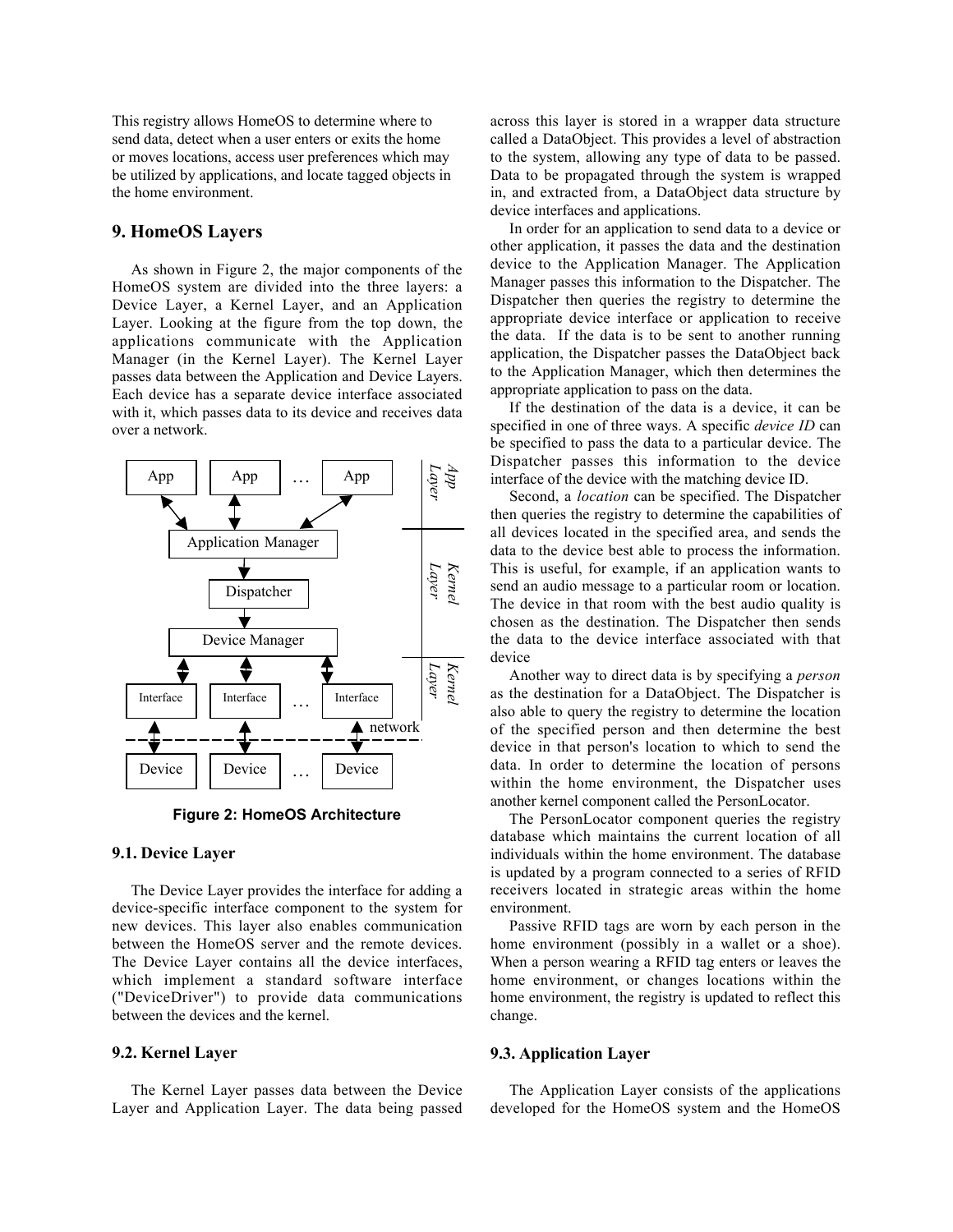This registry allows HomeOS to determine where to send data, detect when a user enters or exits the home or moves locations, access user preferences which may be utilized by applications, and locate tagged objects in the home environment.

## 9. HomeOS Layers

As shown in Figure 2, the major components of the HomeOS system are divided into the three layers: a Device Layer, a Kernel Layer, and an Application Layer. Looking at the figure from the top down, the applications communicate with the Application Manager (in the Kernel Layer). The Kernel Layer passes data between the Application and Device Layers. Each device has a separate device interface associated with it, which passes data to its device and receives data over a network.

**Figure 2: HomeOS Architecture**

### 9.1. Device Layer

The Device Layer provides the interface for adding a device-specific interface component to the system for new devices. This layer also enables communication between the HomeOS server and the remote devices. The Device Layer contains all the device interfaces, which implement a standard software interface ("DeviceDriver") to provide data communications between the devices and the kernel.

### 9.2. Kernel Layer

The Kernel Layer passes data between the Device Layer and Application Layer. The data being passed across this layer is stored in a wrapper data structure called a DataObject. This provides a level of abstraction to the system, allowing any type of data to be passed. Data to be propagated through the system is wrapped in, and extracted from, a DataObject data structure by device interfaces and applications.

In order for an application to send data to a device or other application, it passes the data and the destination device to the Application Manager. The Application Manager passes this information to the Dispatcher. The Dispatcher then queries the registry to determine the appropriate device interface or application to receive the data. If the data is to be sent to another running application, the Dispatcher passes the DataObject back to the Application Manager, which then determines the appropriate application to pass on the data.

If the destination of the data is a device, it can be specified in one of three ways. A specific *device ID* can be specified to pass the data to a particular device. The Dispatcher passes this information to the device interface of the device with the matching device ID.

Second, a *location* can be specified. The Dispatcher then queries the registry to determine the capabilities of all devices located in the specified area, and sends the data to the device best able to process the information. This is useful, for example, if an application wants to send an audio message to a particular room or location. The device in that room with the best audio quality is chosen as the destination. The Dispatcher then sends the data to the device interface associated with that device

Another way to direct data is by specifying a *person* as the destination for a DataObject. The Dispatcher is also able to query the registry to determine the location of the specified person and then determine the best device in that person's location to which to send the data. In order to determine the location of persons within the home environment, the Dispatcher uses another kernel component called the PersonLocator.

The PersonLocator component queries the registry database which maintains the current location of all individuals within the home environment. The database is updated by a program connected to a series of RFID receivers located in strategic areas within the home environment.

Passive RFID tags are worn by each person in the home environment (possibly in a wallet or a shoe). When a person wearing a RFID tag enters or leaves the home environment, or changes locations within the home environment, the registry is updated to reflect this change.

### 9.3. Application Layer

The Application Layer consists of the applications developed for the HomeOS system and the HomeOS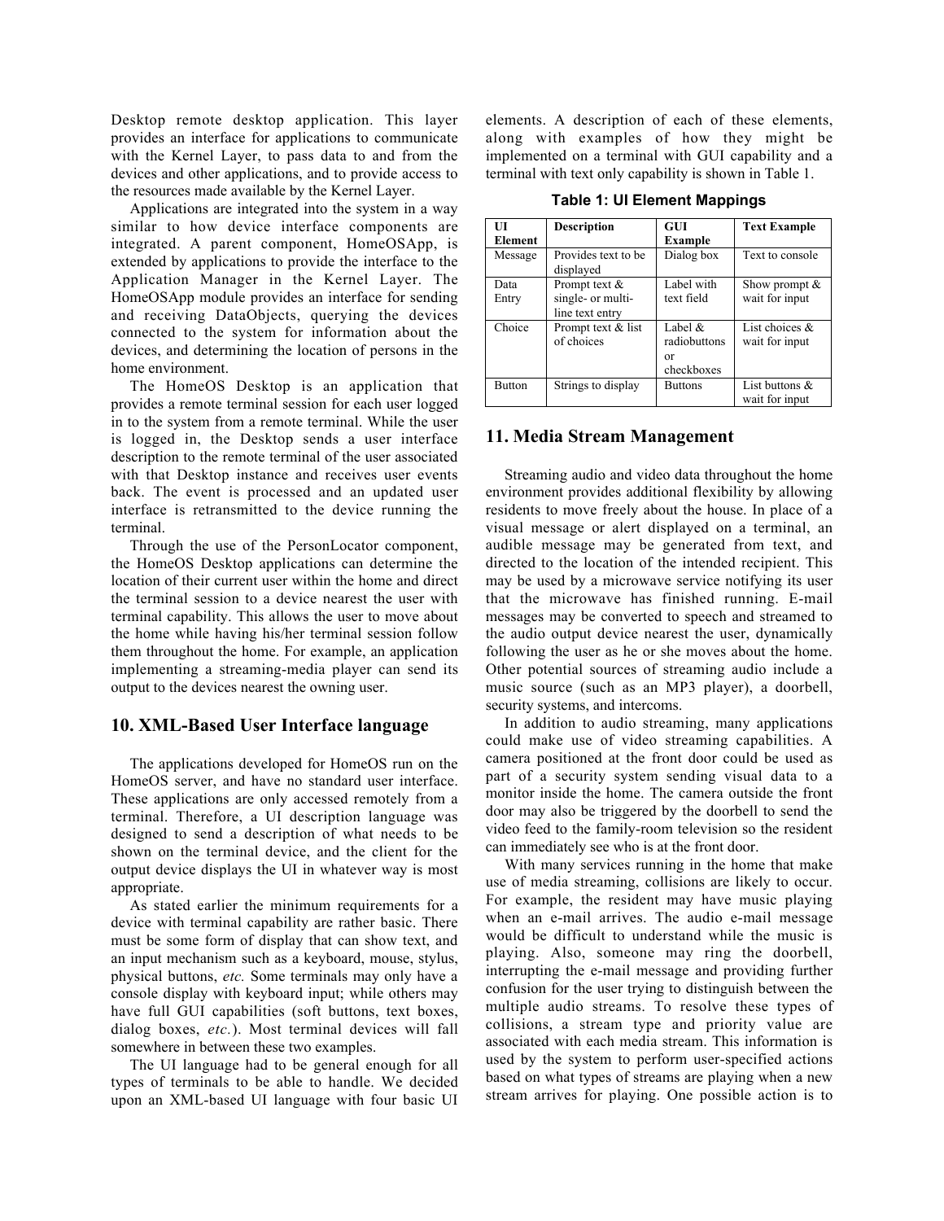Desktop remote desktop application. This layer provides an interface for applications to communicate with the Kernel Layer, to pass data to and from the devices and other applications, and to provide access to the resources made available by the Kernel Layer.

Applications are integrated into the system in a way similar to how device interface components are integrated. A parent component, HomeOSApp, is extended by applications to provide the interface to the Application Manager in the Kernel Layer. The HomeOSApp module provides an interface for sending and receiving DataObjects, querying the devices connected to the system for information about the devices, and determining the location of persons in the home environment.

The HomeOS Desktop is an application that provides a remote terminal session for each user logged in to the system from a remote terminal. While the user is logged in, the Desktop sends a user interface description to the remote terminal of the user associated with that Desktop instance and receives user events back. The event is processed and an updated user interface is retransmitted to the device running the terminal.

Through the use of the PersonLocator component, the HomeOS Desktop applications can determine the location of their current user within the home and direct the terminal session to a device nearest the user with terminal capability. This allows the user to move about the home while having his/her terminal session follow them throughout the home. For example, an application implementing a streaming-media player can send its output to the devices nearest the owning user.

## 10. XML-Based User Interface language

The applications developed for HomeOS run on the HomeOS server, and have no standard user interface. These applications are only accessed remotely from a terminal. Therefore, a UI description language was designed to send a description of what needs to be shown on the terminal device, and the client for the output device displays the UI in whatever way is most appropriate.

As stated earlier the minimum requirements for a device with terminal capability are rather basic. There must be some form of display that can show text, and an input mechanism such as a keyboard, mouse, stylus, physical buttons, *etc.* Some terminals may only have a console display with keyboard input; while others may have full GUI capabilities (soft buttons, text boxes, dialog boxes, *etc.*). Most terminal devices will fall somewhere in between these two examples.

The UI language had to be general enough for all types of terminals to be able to handle. We decided upon an XML-based UI language with four basic UI elements. A description of each of these elements, along with examples of how they might be implemented on a terminal with GUI capability and a terminal with text only capability is shown in Table 1.

**Table 1: UI Element Mappings**

| UI Element | Description | GUI Example | Text Example |
|---|---|---|---|
| Message | Provides text to be displayed | Dialog box | Text to console |
| Data Entry | Prompt text & single- or multi-line text entry | Label with text field | Show prompt & wait for input |
| Choice | Prompt text & list of choices | Label & radiobuttons or checkboxes | List choices & wait for input |
| Button | Strings to display | Buttons | List buttons & wait for input |

## 11. Media Stream Management

Streaming audio and video data throughout the home environment provides additional flexibility by allowing residents to move freely about the house. In place of a visual message or alert displayed on a terminal, an audible message may be generated from text, and directed to the location of the intended recipient. This may be used by a microwave service notifying its user that the microwave has finished running. E-mail messages may be converted to speech and streamed to the audio output device nearest the user, dynamically following the user as he or she moves about the home. Other potential sources of streaming audio include a music source (such as an MP3 player), a doorbell, security systems, and intercoms.

In addition to audio streaming, many applications could make use of video streaming capabilities. A camera positioned at the front door could be used as part of a security system sending visual data to a monitor inside the home. The camera outside the front door may also be triggered by the doorbell to send the video feed to the family-room television so the resident can immediately see who is at the front door.

With many services running in the home that make use of media streaming, collisions are likely to occur. For example, the resident may have music playing when an e-mail arrives. The audio e-mail message would be difficult to understand while the music is playing. Also, someone may ring the doorbell, interrupting the e-mail message and providing further confusion for the user trying to distinguish between the multiple audio streams. To resolve these types of collisions, a stream type and priority value are associated with each media stream. This information is used by the system to perform user-specified actions based on what types of streams are playing when a new stream arrives for playing. One possible action is to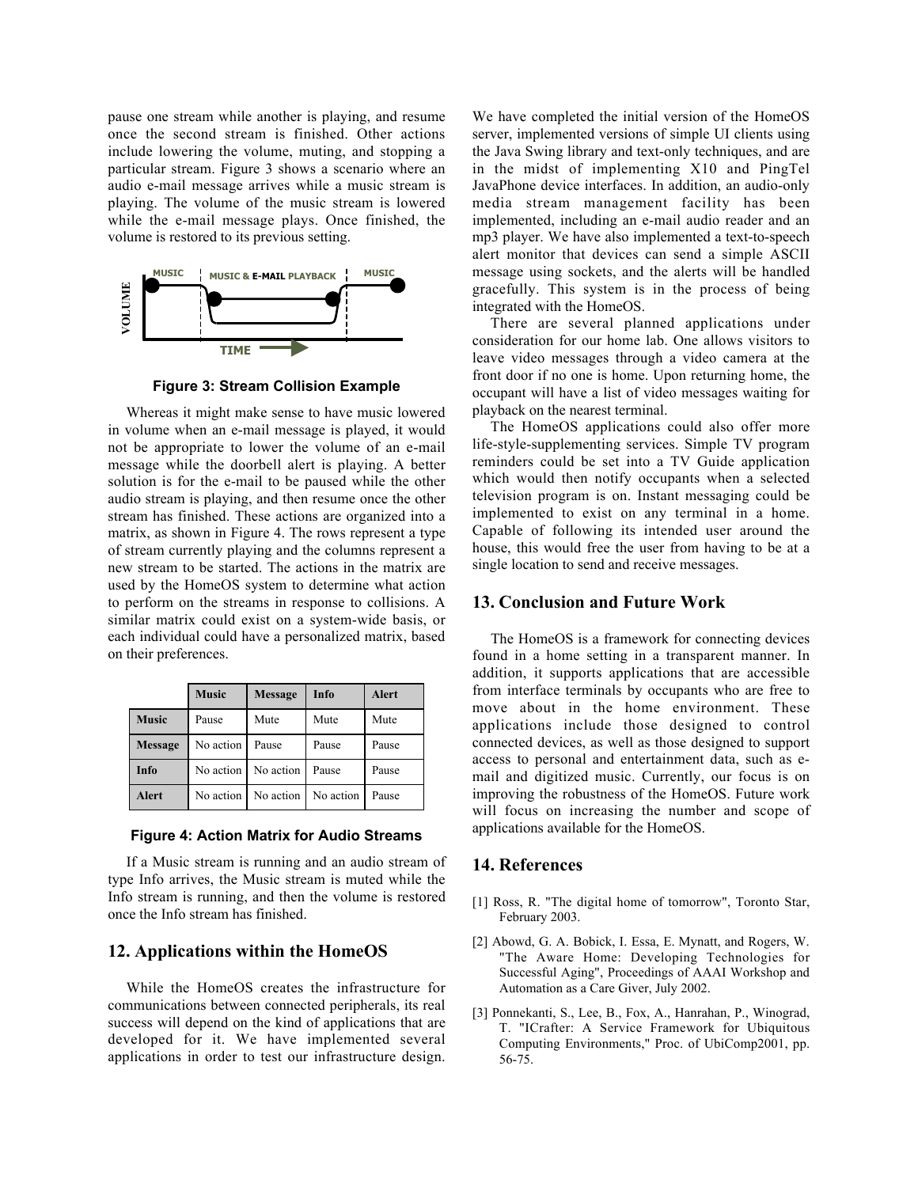pause one stream while another is playing, and resume once the second stream is finished. Other actions include lowering the volume, muting, and stopping a particular stream. Figure 3 shows a scenario where an audio e-mail message arrives while a music stream is playing. The volume of the music stream is lowered while the e-mail message plays. Once finished, the volume is restored to its previous setting.

MUSIC
MUSIC & E-MAIL PLAYBACK
MUSIC
VOLUME
TIME

**Figure 3: Stream Collision Example**

Whereas it might make sense to have music lowered in volume when an e-mail message is played, it would not be appropriate to lower the volume of an e-mail message while the doorbell alert is playing. A better solution is for the e-mail to be paused while the other audio stream is playing, and then resume once the other stream has finished. These actions are organized into a matrix, as shown in Figure 4. The rows represent a type of stream currently playing and the columns represent a new stream to be started. The actions in the matrix are used by the HomeOS system to determine what action to perform on the streams in response to collisions. A similar matrix could exist on a system-wide basis, or each individual could have a personalized matrix, based on their preferences.

| | Music | Message | Info | Alert |
|---|---|---|---|---|
| **Music** | Pause | Mute | Mute | Mute |
| **Message** | No action | Pause | Pause | Pause |
| **Info** | No action | No action | Pause | Pause |
| **Alert** | No action | No action | No action | Pause |

**Figure 4: Action Matrix for Audio Streams**

If a Music stream is running and an audio stream of type Info arrives, the Music stream is muted while the Info stream is running, and then the volume is restored once the Info stream has finished.

## 12. Applications within the HomeOS

While the HomeOS creates the infrastructure for communications between connected peripherals, its real success will depend on the kind of applications that are developed for it. We have implemented several applications in order to test our infrastructure design. We have completed the initial version of the HomeOS server, implemented versions of simple UI clients using the Java Swing library and text-only techniques, and are in the midst of implementing X10 and PingTel JavaPhone device interfaces. In addition, an audio-only media stream management facility has been implemented, including an e-mail audio reader and an mp3 player. We have also implemented a text-to-speech alert monitor that devices can send a simple ASCII message using sockets, and the alerts will be handled gracefully. This system is in the process of being integrated with the HomeOS.

There are several planned applications under consideration for our home lab. One allows visitors to leave video messages through a video camera at the front door if no one is home. Upon returning home, the occupant will have a list of video messages waiting for playback on the nearest terminal.

The HomeOS applications could also offer more life-style-supplementing services. Simple TV program reminders could be set into a TV Guide application which would then notify occupants when a selected television program is on. Instant messaging could be implemented to exist on any terminal in a home. Capable of following its intended user around the house, this would free the user from having to be at a single location to send and receive messages.

## 13. Conclusion and Future Work

The HomeOS is a framework for connecting devices found in a home setting in a transparent manner. In addition, it supports applications that are accessible from interface terminals by occupants who are free to move about in the home environment. These applications include those designed to control connected devices, as well as those designed to support access to personal and entertainment data, such as e-mail and digitized music. Currently, our focus is on improving the robustness of the HomeOS. Future work will focus on increasing the number and scope of applications available for the HomeOS.

## 14. References

[1] Ross, R. "The digital home of tomorrow", Toronto Star, February 2003.

[2] Abowd, G. A. Bobick, I. Essa, E. Mynatt, and Rogers, W. "The Aware Home: Developing Technologies for Successful Aging", Proceedings of AAAI Workshop and Automation as a Care Giver, July 2002.

[3] Ponnekanti, S., Lee, B., Fox, A., Hanrahan, P., Winograd, T. "ICrafter: A Service Framework for Ubiquitous Computing Environments," Proc. of UbiComp2001, pp. 56-75.